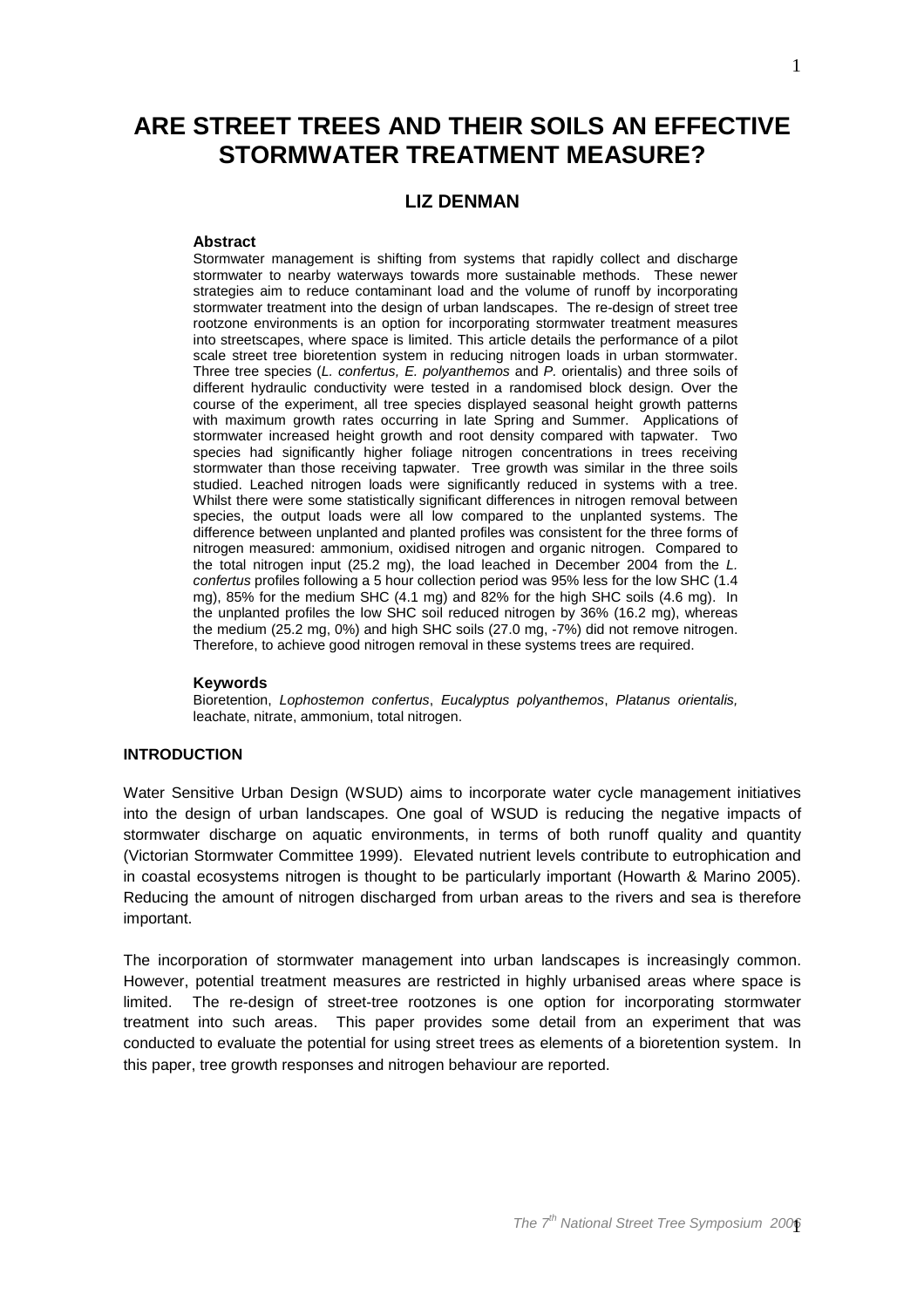# ARE STREET TREES AND THEIR SOILS AN EFFECTIVE STORMWATER TREATMENT MEASURE?

## LIZ DENMAN

### Abstract

Stormwater management is shifting from systems that rapidly collect and discharge stormwater to nearby waterways towards more sustainable methods. These newer strategies aim to reduce contaminant load and the volume of runoff by incorporating stormwater treatment into the design of urban landscapes. The re-design of street tree rootzone environments is an option for incorporating stormwater treatment measures into streetscapes, where space is limited. This article details the performance of a pilot scale street tree bioretention system in reducing nitrogen loads in urban stormwater. Three tree species (*L. confertus, E. polyanthemos* and *P.* orientalis) and three soils of different hydraulic conductivity were tested in a randomised block design. Over the course of the experiment, all tree species displayed seasonal height growth patterns with maximum growth rates occurring in late Spring and Summer. Applications of stormwater increased height growth and root density compared with tapwater. Two species had significantly higher foliage nitrogen concentrations in trees receiving stormwater than those receiving tapwater. Tree growth was similar in the three soils studied. Leached nitrogen loads were significantly reduced in systems with a tree. Whilst there were some statistically significant differences in nitrogen removal between species, the output loads were all low compared to the unplanted systems. The difference between unplanted and planted profiles was consistent for the three forms of nitrogen measured: ammonium, oxidised nitrogen and organic nitrogen. Compared to the total nitrogen input (25.2 mg), the load leached in December 2004 from the *L. confertus* profiles following a 5 hour collection period was 95% less for the low SHC (1.4 mg), 85% for the medium SHC (4.1 mg) and 82% for the high SHC soils (4.6 mg). In the unplanted profiles the low SHC soil reduced nitrogen by 36% (16.2 mg), whereas the medium (25.2 mg, 0%) and high SHC soils (27.0 mg, -7%) did not remove nitrogen. Therefore, to achieve good nitrogen removal in these systems trees are required.

### Keywords

Bioretention, *Lophostemon confertus*, *Eucalyptus polyanthemos*, *Platanus orientalis,* leachate, nitrate, ammonium, total nitrogen.

## INTRODUCTION

Water Sensitive Urban Design (WSUD) aims to incorporate water cycle management initiatives into the design of urban landscapes. One goal of WSUD is reducing the negative impacts of stormwater discharge on aquatic environments, in terms of both runoff quality and quantity (Victorian Stormwater Committee 1999). Elevated nutrient levels contribute to eutrophication and in coastal ecosystems nitrogen is thought to be particularly important (Howarth & Marino 2005). Reducing the amount of nitrogen discharged from urban areas to the rivers and sea is therefore important.

The incorporation of stormwater management into urban landscapes is increasingly common. However, potential treatment measures are restricted in highly urbanised areas where space is limited. The re-design of street-tree rootzones is one option for incorporating stormwater treatment into such areas. This paper provides some detail from an experiment that was conducted to evaluate the potential for using street trees as elements of a bioretention system. In this paper, tree growth responses and nitrogen behaviour are reported.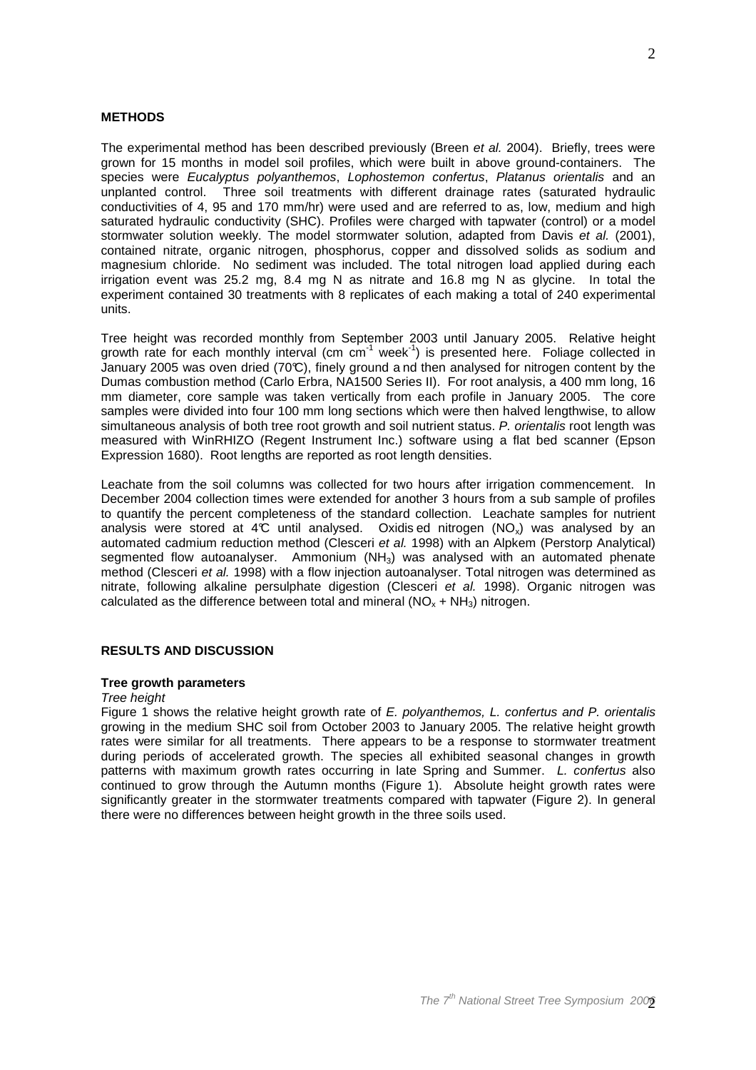## METHODS

The experimental method has been described previously (Breen *et al.* 2004). Briefly, trees were grown for 15 months in model soil profiles, which were built in above ground-containers. The species were *Eucalyptus polyanthemos*, *Lophostemon confertus*, *Platanus orientalis* and an unplanted control. Three soil treatments with different drainage rates (saturated hydraulic conductivities of 4, 95 and 170 mm/hr) were used and are referred to as, low, medium and high saturated hydraulic conductivity (SHC). Profiles were charged with tapwater (control) or a model stormwater solution weekly. The model stormwater solution, adapted from Davis *et al.* (2001), contained nitrate, organic nitrogen, phosphorus, copper and dissolved solids as sodium and magnesium chloride. No sediment was included. The total nitrogen load applied during each irrigation event was 25.2 mg, 8.4 mg N as nitrate and 16.8 mg N as glycine. In total the experiment contained 30 treatments with 8 replicates of each making a total of 240 experimental units.

Tree height was recorded monthly from September 2003 until January 2005. Relative height growth rate for each monthly interval (cm $cm^{-1}$ $week^{-1}$) is presented here. Foliage collected in January 2005 was oven dried (70℃), finely ground and then analysed for nitrogen content by the Dumas combustion method (Carlo Erbra, NA1500 Series II). For root analysis, a 400 mm long, 16 mm diameter, core sample was taken vertically from each profile in January 2005. The core samples were divided into four 100 mm long sections which were then halved lengthwise, to allow simultaneous analysis of both tree root growth and soil nutrient status. *P. orientalis* root length was measured with WinRHIZO (Regent Instrument Inc.) software using a flat bed scanner (Epson Expression 1680). Root lengths are reported as root length densities.

Leachate from the soil columns was collected for two hours after irrigation commencement. In December 2004 collection times were extended for another 3 hours from a sub sample of profiles to quantify the percent completeness of the standard collection. Leachate samples for nutrient analysis were stored at 4℃ until analysed. Oxidised nitrogen ($NO_x$) was analysed by an automated cadmium reduction method (Clesceri *et al.* 1998) with an Alpkem (Perstorp Analytical) segmented flow autoanalyser. Ammonium ($NH_3$) was analysed with an automated phenate method (Clesceri *et al.* 1998) with a flow injection autoanalyser. Total nitrogen was determined as nitrate, following alkaline persulphate digestion (Clesceri *et al.* 1998). Organic nitrogen was calculated as the difference between total and mineral ($NO_x$ + $NH_3$) nitrogen.

## RESULTS AND DISCUSSION

### Tree growth parameters

*Tree height*

Figure 1 shows the relative height growth rate of *E. polyanthemos, L. confertus and P. orientalis* growing in the medium SHC soil from October 2003 to January 2005. The relative height growth rates were similar for all treatments. There appears to be a response to stormwater treatment during periods of accelerated growth. The species all exhibited seasonal changes in growth patterns with maximum growth rates occurring in late Spring and Summer. *L. confertus* also continued to grow through the Autumn months (Figure 1). Absolute height growth rates were significantly greater in the stormwater treatments compared with tapwater (Figure 2). In general there were no differences between height growth in the three soils used.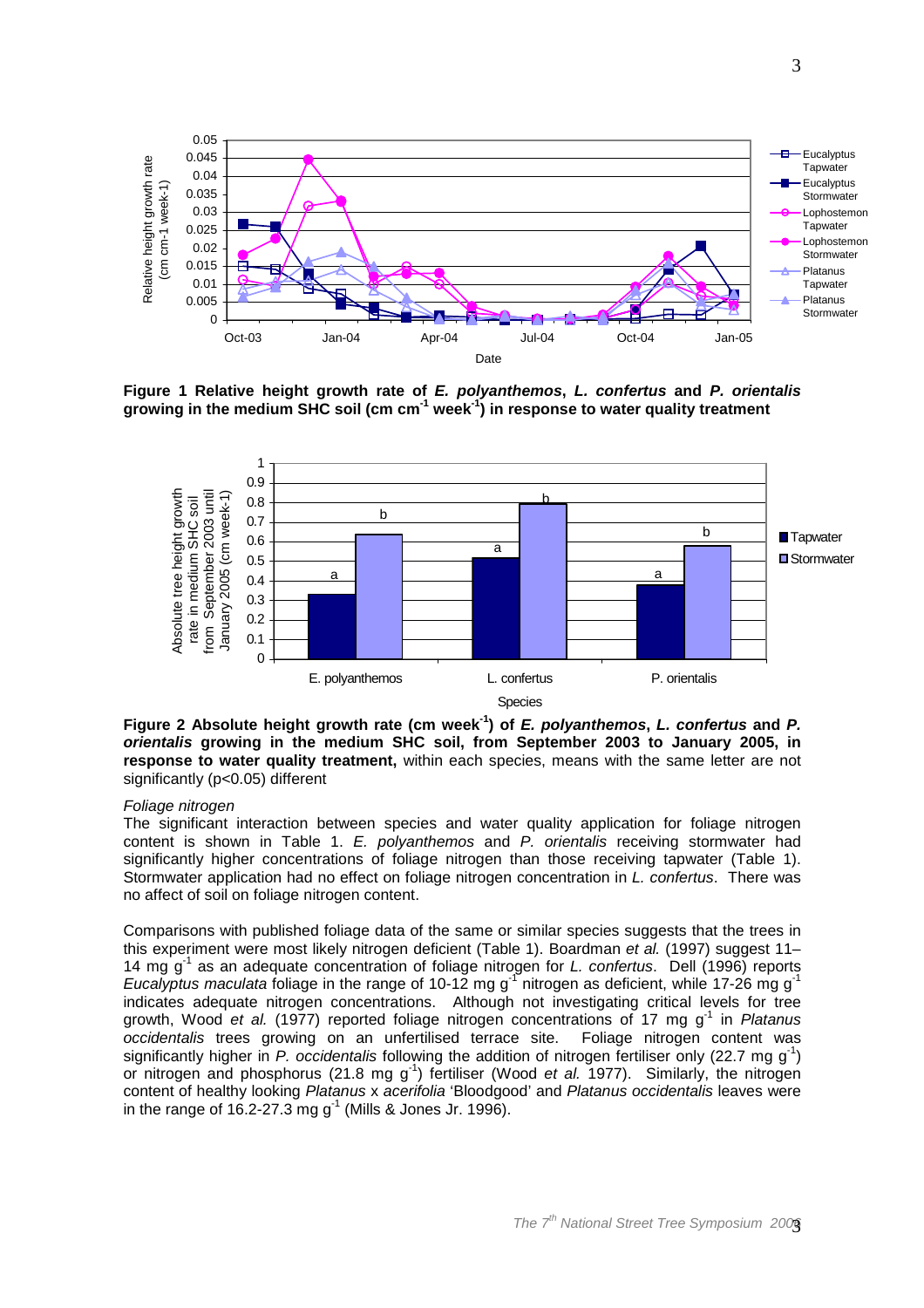**Figure 1 Relative height growth rate of *E. polyanthemos*, *L. confertus* and *P. orientalis* growing in the medium SHC soil (cm cm$^{-1}$ week$^{-1}$) in response to water quality treatment**

**Figure 2 Absolute height growth rate (cm week$^{-1}$) of *E. polyanthemos*, *L. confertus* and *P. orientalis* growing in the medium SHC soil, from September 2003 to January 2005, in response to water quality treatment,** within each species, means with the same letter are not significantly ($p<0.05$) different

*Foliage nitrogen*

The significant interaction between species and water quality application for foliage nitrogen content is shown in Table 1. *E. polyanthemos* and *P. orientalis* receiving stormwater had significantly higher concentrations of foliage nitrogen than those receiving tapwater (Table 1). Stormwater application had no effect on foliage nitrogen concentration in *L. confertus*. There was no affect of soil on foliage nitrogen content.

Comparisons with published foliage data of the same or similar species suggests that the trees in this experiment were most likely nitrogen deficient (Table 1). Boardman *et al.* (1997) suggest 11–14 mg g$^{-1}$ as an adequate concentration of foliage nitrogen for *L. confertus*. Dell (1996) reports *Eucalyptus maculata* foliage in the range of 10-12 mg g$^{-1}$ nitrogen as deficient, while 17-26 mg g$^{-1}$ indicates adequate nitrogen concentrations. Although not investigating critical levels for tree growth, Wood *et al.* (1977) reported foliage nitrogen concentrations of 17 mg g$^{-1}$ in *Platanus occidentalis* trees growing on an unfertilised terrace site. Foliage nitrogen content was significantly higher in *P. occidentalis* following the addition of nitrogen fertiliser only (22.7 mg g$^{-1}$) or nitrogen and phosphorus (21.8 mg g$^{-1}$) fertiliser (Wood *et al.* 1977). Similarly, the nitrogen content of healthy looking *Platanus* x *acerifolia* 'Bloodgood' and *Platanus occidentalis* leaves were in the range of 16.2-27.3 mg g$^{-1}$ (Mills & Jones Jr. 1996).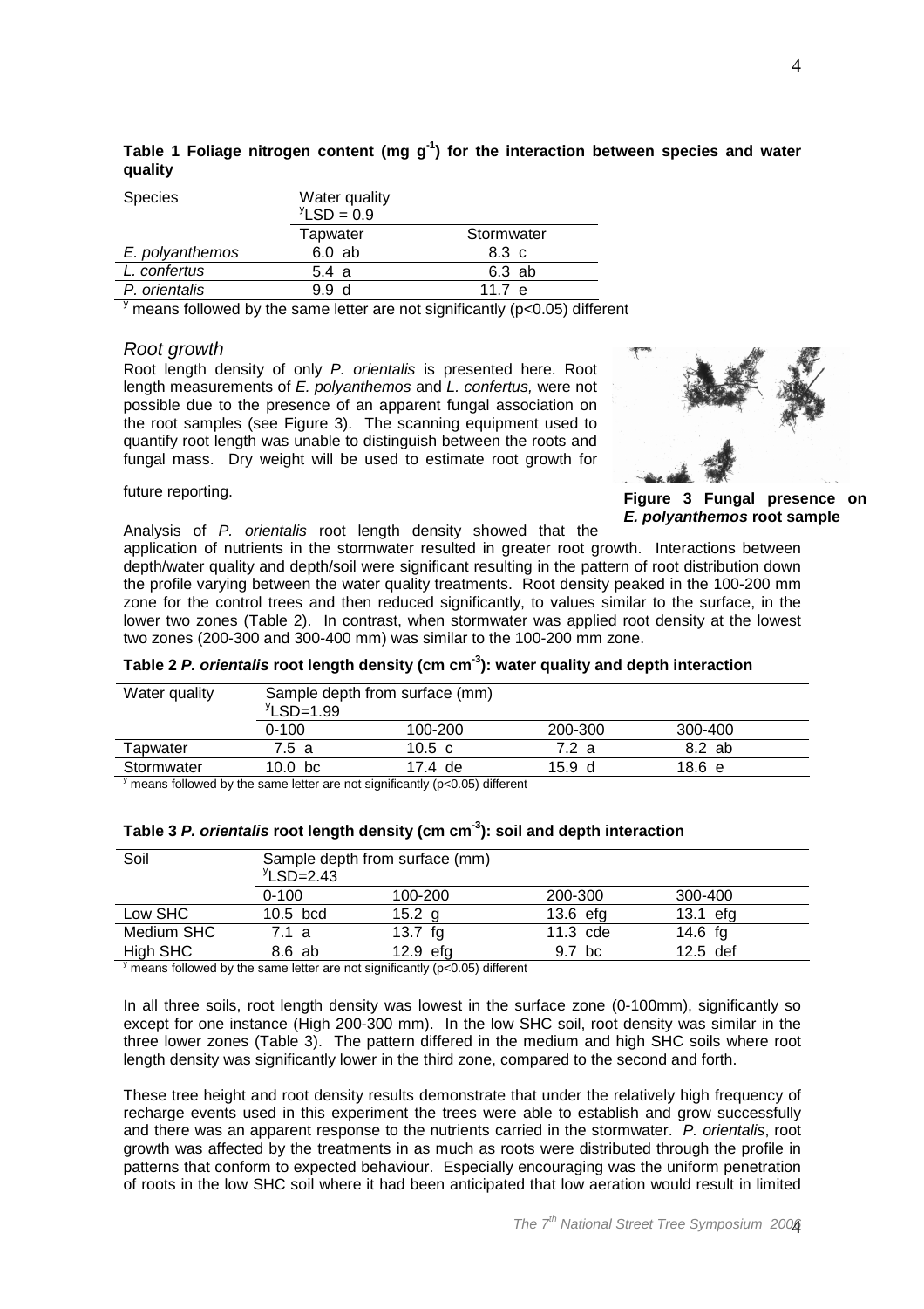**Table 1 Foliage nitrogen content (mg $g^{-1}$) for the interaction between species and water quality**

| Species | Water quality $^{y}$LSD = 0.9 | |
|---|---|---|
| | Tapwater | Stormwater |
| *E. polyanthemos* | 6.0 ab | 8.3 c |
| *L. confertus* | 5.4 a | 6.3 ab |
| *P. orientalis* | 9.9 d | 11.7 e |

$^{y}$ means followed by the same letter are not significantly ($p<0.05$) different

### *Root growth*

Root length density of only *P. orientalis* is presented here. Root length measurements of *E. polyanthemos* and *L. confertus,* were not possible due to the presence of an apparent fungal association on the root samples (see Figure 3). The scanning equipment used to quantify root length was unable to distinguish between the roots and fungal mass. Dry weight will be used to estimate root growth for future reporting.

**Figure 3 Fungal presence on *E. polyanthemos* root sample**

Analysis of *P. orientalis* root length density showed that the application of nutrients in the stormwater resulted in greater root growth. Interactions between depth/water quality and depth/soil were significant resulting in the pattern of root distribution down the profile varying between the water quality treatments. Root density peaked in the 100-200 mm zone for the control trees and then reduced significantly, to values similar to the surface, in the lower two zones (Table 2). In contrast, when stormwater was applied root density at the lowest two zones (200-300 and 300-400 mm) was similar to the 100-200 mm zone.

**Table 2 *P. orientalis* root length density (cm $cm^{-3}$): water quality and depth interaction**

| Water quality | Sample depth from surface (mm) $^{y}$LSD=1.99 | | | |
|---|---|---|---|---|
| | 0-100 | 100-200 | 200-300 | 300-400 |
| Tapwater | 7.5 a | 10.5 c | 7.2 a | 8.2 ab |
| Stormwater | 10.0 bc | 17.4 de | 15.9 d | 18.6 e |

$^{y}$ means followed by the same letter are not significantly ($p<0.05$) different

**Table 3 *P. orientalis* root length density (cm $cm^{-3}$): soil and depth interaction**

| Soil | Sample depth from surface (mm) $^{y}$LSD=2.43 | | | |
|---|---|---|---|---|
| | 0-100 | 100-200 | 200-300 | 300-400 |
| Low SHC | 10.5 bcd | 15.2 g | 13.6 efg | 13.1 efg |
| Medium SHC | 7.1 a | 13.7 fg | 11.3 cde | 14.6 fg |
| High SHC | 8.6 ab | 12.9 efg | 9.7 bc | 12.5 def |

$^{y}$ means followed by the same letter are not significantly ($p<0.05$) different

In all three soils, root length density was lowest in the surface zone (0-100mm), significantly so except for one instance (High 200-300 mm). In the low SHC soil, root density was similar in the three lower zones (Table 3). The pattern differed in the medium and high SHC soils where root length density was significantly lower in the third zone, compared to the second and forth.

These tree height and root density results demonstrate that under the relatively high frequency of recharge events used in this experiment the trees were able to establish and grow successfully and there was an apparent response to the nutrients carried in the stormwater. *P. orientalis*, root growth was affected by the treatments in as much as roots were distributed through the profile in patterns that conform to expected behaviour. Especially encouraging was the uniform penetration of roots in the low SHC soil where it had been anticipated that low aeration would result in limited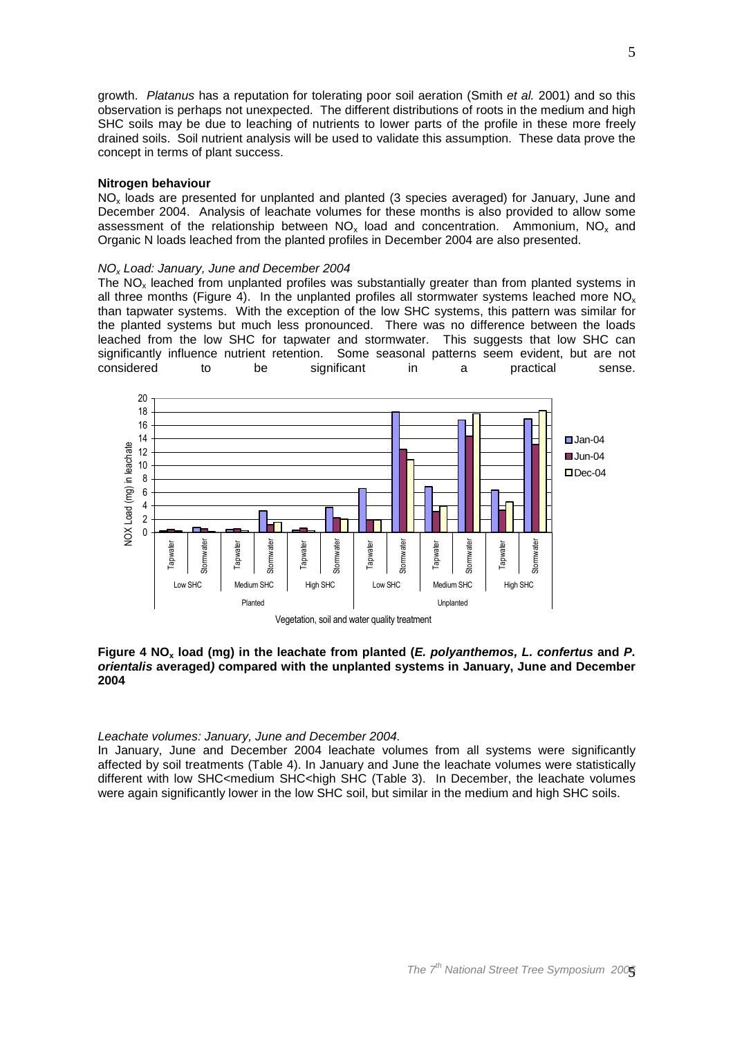growth. *Platanus* has a reputation for tolerating poor soil aeration (Smith *et al.* 2001) and so this observation is perhaps not unexpected. The different distributions of roots in the medium and high SHC soils may be due to leaching of nutrients to lower parts of the profile in these more freely drained soils. Soil nutrient analysis will be used to validate this assumption. These data prove the concept in terms of plant success.

**Nitrogen behaviour**

$NO_x$ loads are presented for unplanted and planted (3 species averaged) for January, June and December 2004. Analysis of leachate volumes for these months is also provided to allow some assessment of the relationship between $NO_x$ load and concentration. Ammonium, $NO_x$ and Organic N loads leached from the planted profiles in December 2004 are also presented.

*$NO_x$ Load: January, June and December 2004*

The $NO_x$ leached from unplanted profiles was substantially greater than from planted systems in all three months (Figure 4). In the unplanted profiles all stormwater systems leached more $NO_x$ than tapwater systems. With the exception of the low SHC systems, this pattern was similar for the planted systems but much less pronounced. There was no difference between the loads leached from the low SHC for tapwater and stormwater. This suggests that low SHC can significantly influence nutrient retention. Some seasonal patterns seem evident, but are not considered to be significant in a practical sense.

**Figure 4 $NO_x$ load (mg) in the leachate from planted (*E. polyanthemos, L. confertus* and *P. orientalis* averaged*)* compared with the unplanted systems in January, June and December 2004**

*Leachate volumes: January, June and December 2004.*

In January, June and December 2004 leachate volumes from all systems were significantly affected by soil treatments (Table 4). In January and June the leachate volumes were statistically different with low SHC<medium SHC<high SHC (Table 3). In December, the leachate volumes were again significantly lower in the low SHC soil, but similar in the medium and high SHC soils.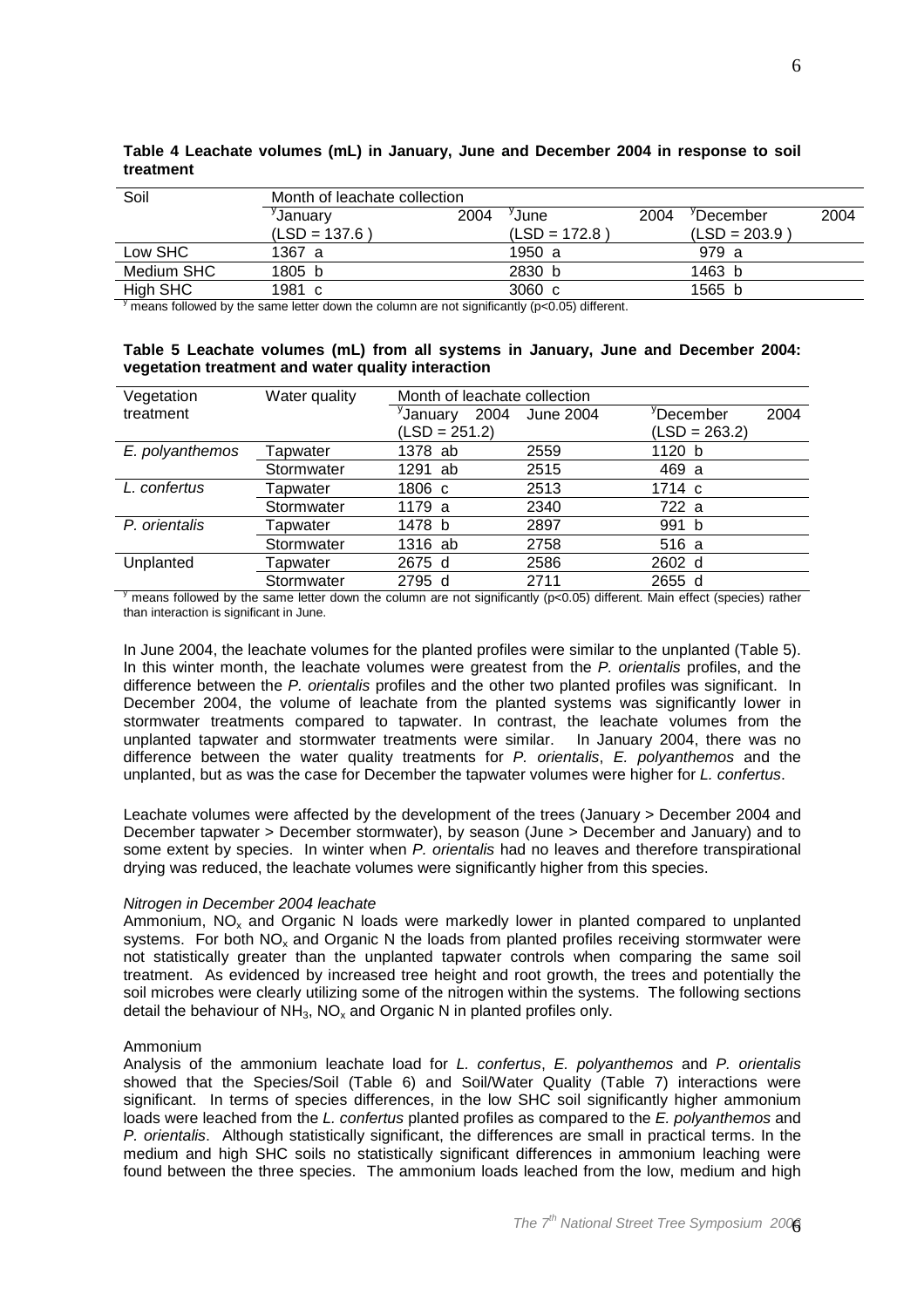**Table 4 Leachate volumes (mL) in January, June and December 2004 in response to soil treatment**

| Soil | Month of leachate collection | | |
|---|---|---|---|
| | [y]January 2004 (LSD = 137.6 ) | [y]June 2004 (LSD = 172.8 ) | [y]December 2004 (LSD = 203.9 ) |
| Low SHC | 1367 a | 1950 a | 979 a |
| Medium SHC | 1805 b | 2830 b | 1463 b |
| High SHC | 1981 c | 3060 c | 1565 b |

[y] means followed by the same letter down the column are not significantly (p<0.05) different.

**Table 5 Leachate volumes (mL) from all systems in January, June and December 2004: vegetation treatment and water quality interaction**

| Vegetation treatment | Water quality | Month of leachate collection | | |
|---|---|---|---|---|
| | | [y]January 2004 (LSD = 251.2) | June 2004 | [y]December 2004 (LSD = 263.2) |
| *E. polyanthemos* | Tapwater | 1378 ab | 2559 | 1120 b |
| | Stormwater | 1291 ab | 2515 | 469 a |
| *L. confertus* | Tapwater | 1806 c | 2513 | 1714 c |
| | Stormwater | 1179 a | 2340 | 722 a |
| *P. orientalis* | Tapwater | 1478 b | 2897 | 991 b |
| | Stormwater | 1316 ab | 2758 | 516 a |
| Unplanted | Tapwater | 2675 d | 2586 | 2602 d |
| | Stormwater | 2795 d | 2711 | 2655 d |

[y] means followed by the same letter down the column are not significantly (p<0.05) different. Main effect (species) rather than interaction is significant in June.

In June 2004, the leachate volumes for the planted profiles were similar to the unplanted (Table 5). In this winter month, the leachate volumes were greatest from the *P. orientalis* profiles, and the difference between the *P. orientalis* profiles and the other two planted profiles was significant. In December 2004, the volume of leachate from the planted systems was significantly lower in stormwater treatments compared to tapwater. In contrast, the leachate volumes from the unplanted tapwater and stormwater treatments were similar. In January 2004, there was no difference between the water quality treatments for *P. orientalis*, *E. polyanthemos* and the unplanted, but as was the case for December the tapwater volumes were higher for *L. confertus*.

Leachate volumes were affected by the development of the trees (January > December 2004 and December tapwater > December stormwater), by season (June > December and January) and to some extent by species. In winter when *P. orientalis* had no leaves and therefore transpirational drying was reduced, the leachate volumes were significantly higher from this species.

*Nitrogen in December 2004 leachate*

Ammonium, $NO_x$ and Organic N loads were markedly lower in planted compared to unplanted systems. For both $NO_x$ and Organic N the loads from planted profiles receiving stormwater were not statistically greater than the unplanted tapwater controls when comparing the same soil treatment. As evidenced by increased tree height and root growth, the trees and potentially the soil microbes were clearly utilizing some of the nitrogen within the systems. The following sections detail the behaviour of $NH_3$, $NO_x$ and Organic N in planted profiles only.

Ammonium

Analysis of the ammonium leachate load for *L. confertus*, *E. polyanthemos* and *P. orientalis* showed that the Species/Soil (Table 6) and Soil/Water Quality (Table 7) interactions were significant. In terms of species differences, in the low SHC soil significantly higher ammonium loads were leached from the *L. confertus* planted profiles as compared to the *E. polyanthemos* and *P. orientalis*. Although statistically significant, the differences are small in practical terms. In the medium and high SHC soils no statistically significant differences in ammonium leaching were found between the three species. The ammonium loads leached from the low, medium and high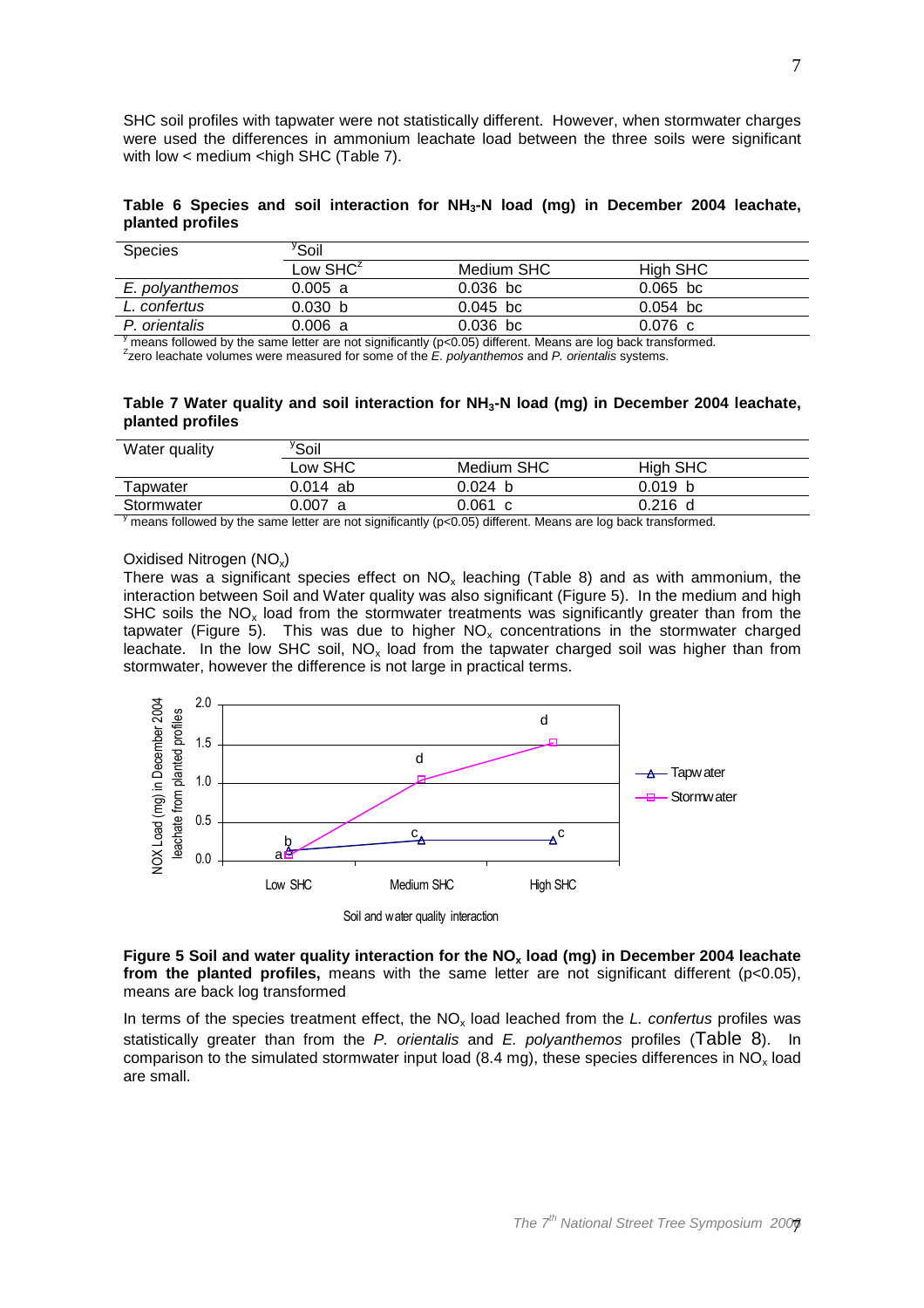SHC soil profiles with tapwater were not statistically different. However, when stormwater charges were used the differences in ammonium leachate load between the three soils were significant with low < medium <high SHC (Table 7).

**Table 6 Species and soil interaction for $NH_3$-N load (mg) in December 2004 leachate, planted profiles**

| Species | [y]Soil | | |
|---|---|---|---|
| | Low SHC[z] | Medium SHC | High SHC |
| *E. polyanthemos* | 0.005 a | 0.036 bc | 0.065 bc |
| *L. confertus* | 0.030 b | 0.045 bc | 0.054 bc |
| *P. orientalis* | 0.006 a | 0.036 bc | 0.076 c |

[y] means followed by the same letter are not significantly ($p<0.05$) different. Means are log back transformed.
[z]zero leachate volumes were measured for some of the *E. polyanthemos* and *P. orientalis* systems.

**Table 7 Water quality and soil interaction for $NH_3$-N load (mg) in December 2004 leachate, planted profiles**

| Water quality | [y]Soil | | |
|---|---|---|---|
| | Low SHC | Medium SHC | High SHC |
| Tapwater | 0.014 ab | 0.024 b | 0.019 b |
| Stormwater | 0.007 a | 0.061 c | 0.216 d |

[y] means followed by the same letter are not significantly ($p<0.05$) different. Means are log back transformed.

Oxidised Nitrogen ($NO_x$)

There was a significant species effect on $NO_x$ leaching (Table 8) and as with ammonium, the interaction between Soil and Water quality was also significant (Figure 5). In the medium and high SHC soils the $NO_x$ load from the stormwater treatments was significantly greater than from the tapwater (Figure 5). This was due to higher $NO_x$ concentrations in the stormwater charged leachate. In the low SHC soil, $NO_x$ load from the tapwater charged soil was higher than from stormwater, however the difference is not large in practical terms.

**Figure 5 Soil and water quality interaction for the $NO_x$ load (mg) in December 2004 leachate from the planted profiles,** means with the same letter are not significant different ($p<0.05$), means are back log transformed

In terms of the species treatment effect, the $NO_x$ load leached from the *L. confertus* profiles was statistically greater than from the *P. orientalis* and *E. polyanthemos* profiles (Table 8). In comparison to the simulated stormwater input load (8.4 mg), these species differences in $NO_x$ load are small.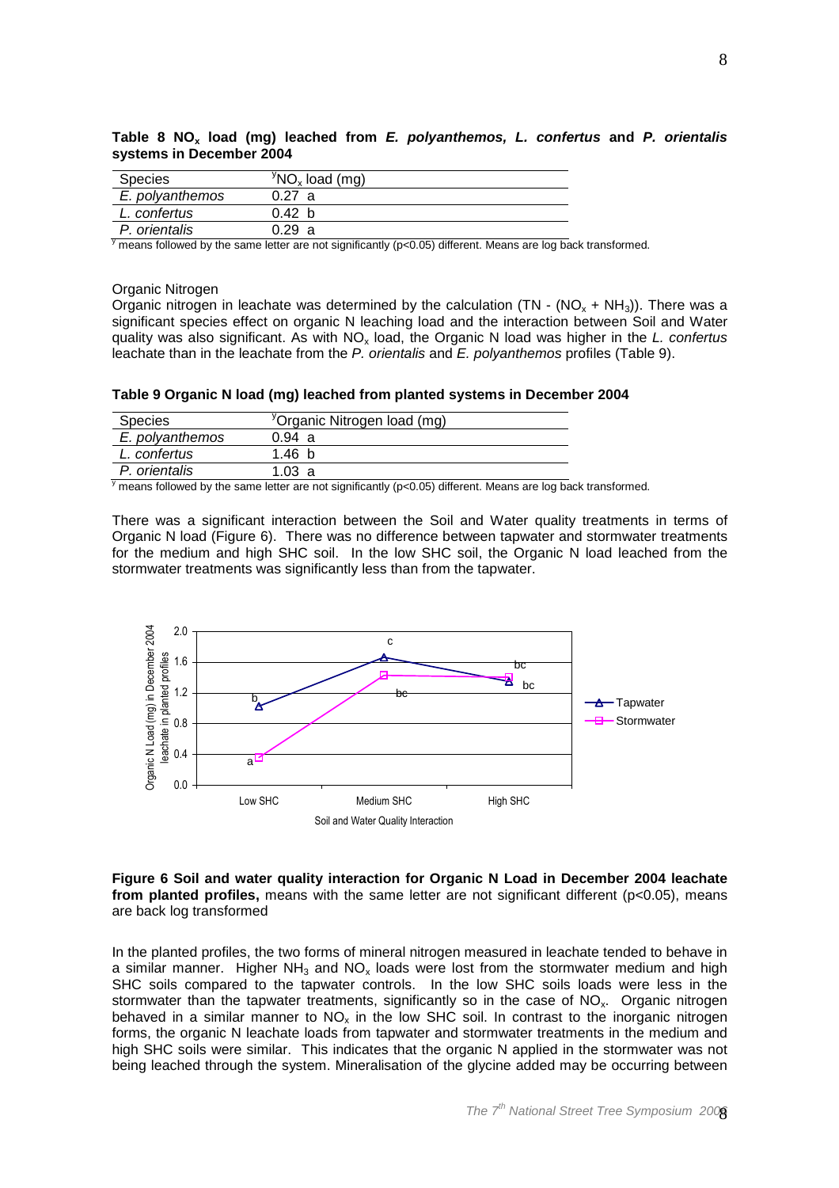**Table 8 $NO_x$ load (mg) leached from *E. polyanthemos, L. confertus* and *P. orientalis* systems in December 2004**

| Species | [y]$NO_x$ load (mg) |
|---|---|
| *E. polyanthemos* | 0.27 a |
| *L. confertus* | 0.42 b |
| *P. orientalis* | 0.29 a |

[y] means followed by the same letter are not significantly ($p<0.05$) different. Means are log back transformed.

Organic Nitrogen

Organic nitrogen in leachate was determined by the calculation (TN - ($NO_x$ + $NH_3$)). There was a significant species effect on organic N leaching load and the interaction between Soil and Water quality was also significant. As with $NO_x$ load, the Organic N load was higher in the *L. confertus* leachate than in the leachate from the *P. orientalis* and *E. polyanthemos* profiles (Table 9).

**Table 9 Organic N load (mg) leached from planted systems in December 2004**

| Species | [y]Organic Nitrogen load (mg) |
|---|---|
| *E. polyanthemos* | 0.94 a |
| *L. confertus* | 1.46 b |
| *P. orientalis* | 1.03 a |

[y] means followed by the same letter are not significantly ($p<0.05$) different. Means are log back transformed.

There was a significant interaction between the Soil and Water quality treatments in terms of Organic N load (Figure 6). There was no difference between tapwater and stormwater treatments for the medium and high SHC soil. In the low SHC soil, the Organic N load leached from the stormwater treatments was significantly less than from the tapwater.

**Figure 6 Soil and water quality interaction for Organic N Load in December 2004 leachate from planted profiles,** means with the same letter are not significant different ($p<0.05$), means are back log transformed

In the planted profiles, the two forms of mineral nitrogen measured in leachate tended to behave in a similar manner. Higher $NH_3$ and $NO_x$ loads were lost from the stormwater medium and high SHC soils compared to the tapwater controls. In the low SHC soils loads were less in the stormwater than the tapwater treatments, significantly so in the case of $NO_x$. Organic nitrogen behaved in a similar manner to $NO_x$ in the low SHC soil. In contrast to the inorganic nitrogen forms, the organic N leachate loads from tapwater and stormwater treatments in the medium and high SHC soils were similar. This indicates that the organic N applied in the stormwater was not being leached through the system. Mineralisation of the glycine added may be occurring between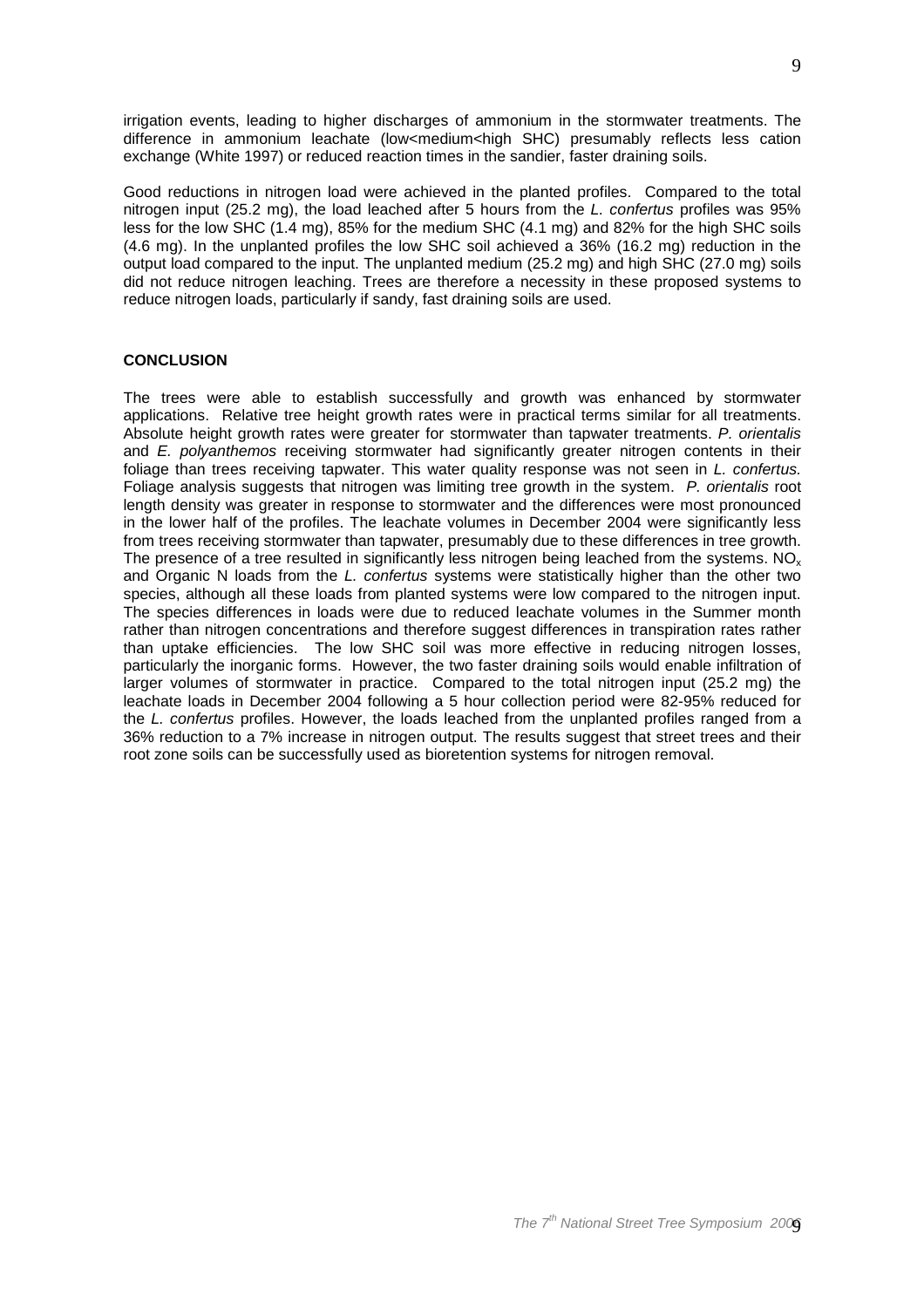irrigation events, leading to higher discharges of ammonium in the stormwater treatments. The difference in ammonium leachate (low<medium<high SHC) presumably reflects less cation exchange (White 1997) or reduced reaction times in the sandier, faster draining soils.

Good reductions in nitrogen load were achieved in the planted profiles. Compared to the total nitrogen input (25.2 mg), the load leached after 5 hours from the *L. confertus* profiles was 95% less for the low SHC (1.4 mg), 85% for the medium SHC (4.1 mg) and 82% for the high SHC soils (4.6 mg). In the unplanted profiles the low SHC soil achieved a 36% (16.2 mg) reduction in the output load compared to the input. The unplanted medium (25.2 mg) and high SHC (27.0 mg) soils did not reduce nitrogen leaching. Trees are therefore a necessity in these proposed systems to reduce nitrogen loads, particularly if sandy, fast draining soils are used.

## CONCLUSION

The trees were able to establish successfully and growth was enhanced by stormwater applications. Relative tree height growth rates were in practical terms similar for all treatments. Absolute height growth rates were greater for stormwater than tapwater treatments. *P. orientalis* and *E. polyanthemos* receiving stormwater had significantly greater nitrogen contents in their foliage than trees receiving tapwater. This water quality response was not seen in *L. confertus.* Foliage analysis suggests that nitrogen was limiting tree growth in the system. *P. orientalis* root length density was greater in response to stormwater and the differences were most pronounced in the lower half of the profiles. The leachate volumes in December 2004 were significantly less from trees receiving stormwater than tapwater, presumably due to these differences in tree growth. The presence of a tree resulted in significantly less nitrogen being leached from the systems. $NO_x$ and Organic N loads from the *L. confertus* systems were statistically higher than the other two species, although all these loads from planted systems were low compared to the nitrogen input. The species differences in loads were due to reduced leachate volumes in the Summer month rather than nitrogen concentrations and therefore suggest differences in transpiration rates rather than uptake efficiencies. The low SHC soil was more effective in reducing nitrogen losses, particularly the inorganic forms. However, the two faster draining soils would enable infiltration of larger volumes of stormwater in practice. Compared to the total nitrogen input (25.2 mg) the leachate loads in December 2004 following a 5 hour collection period were 82-95% reduced for the *L. confertus* profiles. However, the loads leached from the unplanted profiles ranged from a 36% reduction to a 7% increase in nitrogen output. The results suggest that street trees and their root zone soils can be successfully used as bioretention systems for nitrogen removal.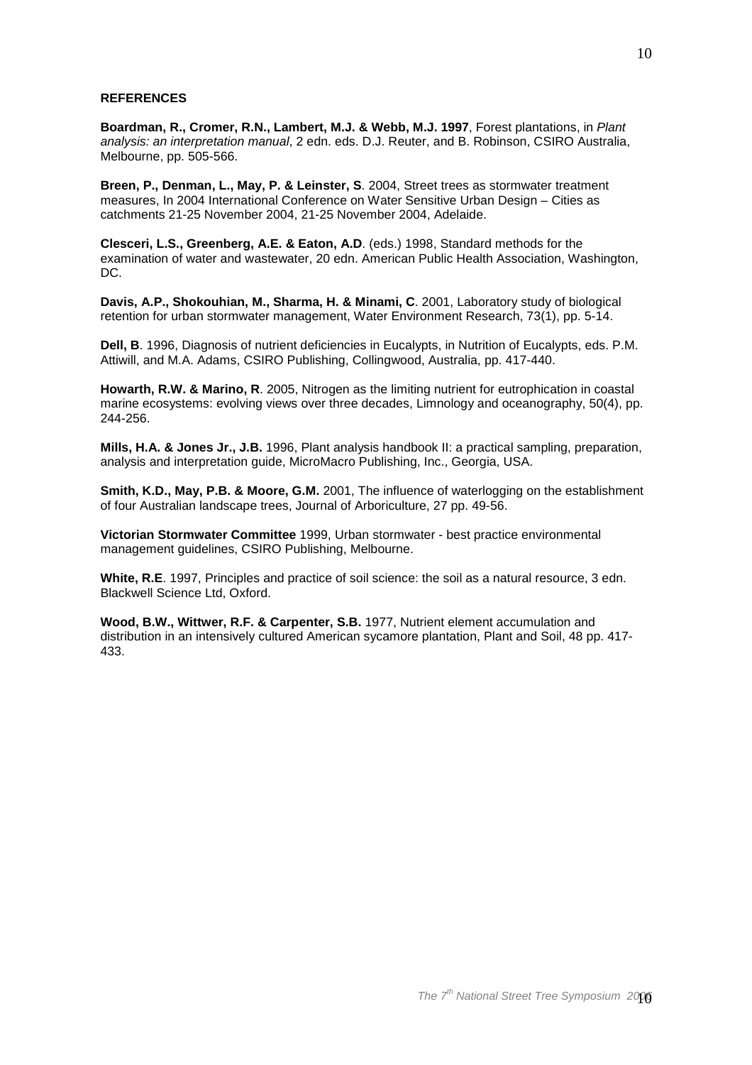**REFERENCES**

**Boardman, R., Cromer, R.N., Lambert, M.J. & Webb, M.J. 1997**, Forest plantations, in *Plant analysis: an interpretation manual*, 2 edn. eds. D.J. Reuter, and B. Robinson, CSIRO Australia, Melbourne, pp. 505-566.

**Breen, P., Denman, L., May, P. & Leinster, S**. 2004, Street trees as stormwater treatment measures, In 2004 International Conference on Water Sensitive Urban Design – Cities as catchments 21-25 November 2004, 21-25 November 2004, Adelaide.

**Clesceri, L.S., Greenberg, A.E. & Eaton, A.D**. (eds.) 1998, Standard methods for the examination of water and wastewater, 20 edn. American Public Health Association, Washington, DC.

**Davis, A.P., Shokouhian, M., Sharma, H. & Minami, C**. 2001, Laboratory study of biological retention for urban stormwater management, Water Environment Research, 73(1), pp. 5-14.

**Dell, B**. 1996, Diagnosis of nutrient deficiencies in Eucalypts, in Nutrition of Eucalypts, eds. P.M. Attiwill, and M.A. Adams, CSIRO Publishing, Collingwood, Australia, pp. 417-440.

**Howarth, R.W. & Marino, R**. 2005, Nitrogen as the limiting nutrient for eutrophication in coastal marine ecosystems: evolving views over three decades, Limnology and oceanography, 50(4), pp. 244-256.

**Mills, H.A. & Jones Jr., J.B.** 1996, Plant analysis handbook II: a practical sampling, preparation, analysis and interpretation guide, MicroMacro Publishing, Inc., Georgia, USA.

**Smith, K.D., May, P.B. & Moore, G.M.** 2001, The influence of waterlogging on the establishment of four Australian landscape trees, Journal of Arboriculture, 27 pp. 49-56.

**Victorian Stormwater Committee** 1999, Urban stormwater - best practice environmental management guidelines, CSIRO Publishing, Melbourne.

**White, R.E**. 1997, Principles and practice of soil science: the soil as a natural resource, 3 edn. Blackwell Science Ltd, Oxford.

**Wood, B.W., Wittwer, R.F. & Carpenter, S.B.** 1977, Nutrient element accumulation and distribution in an intensively cultured American sycamore plantation, Plant and Soil, 48 pp. 417-433.